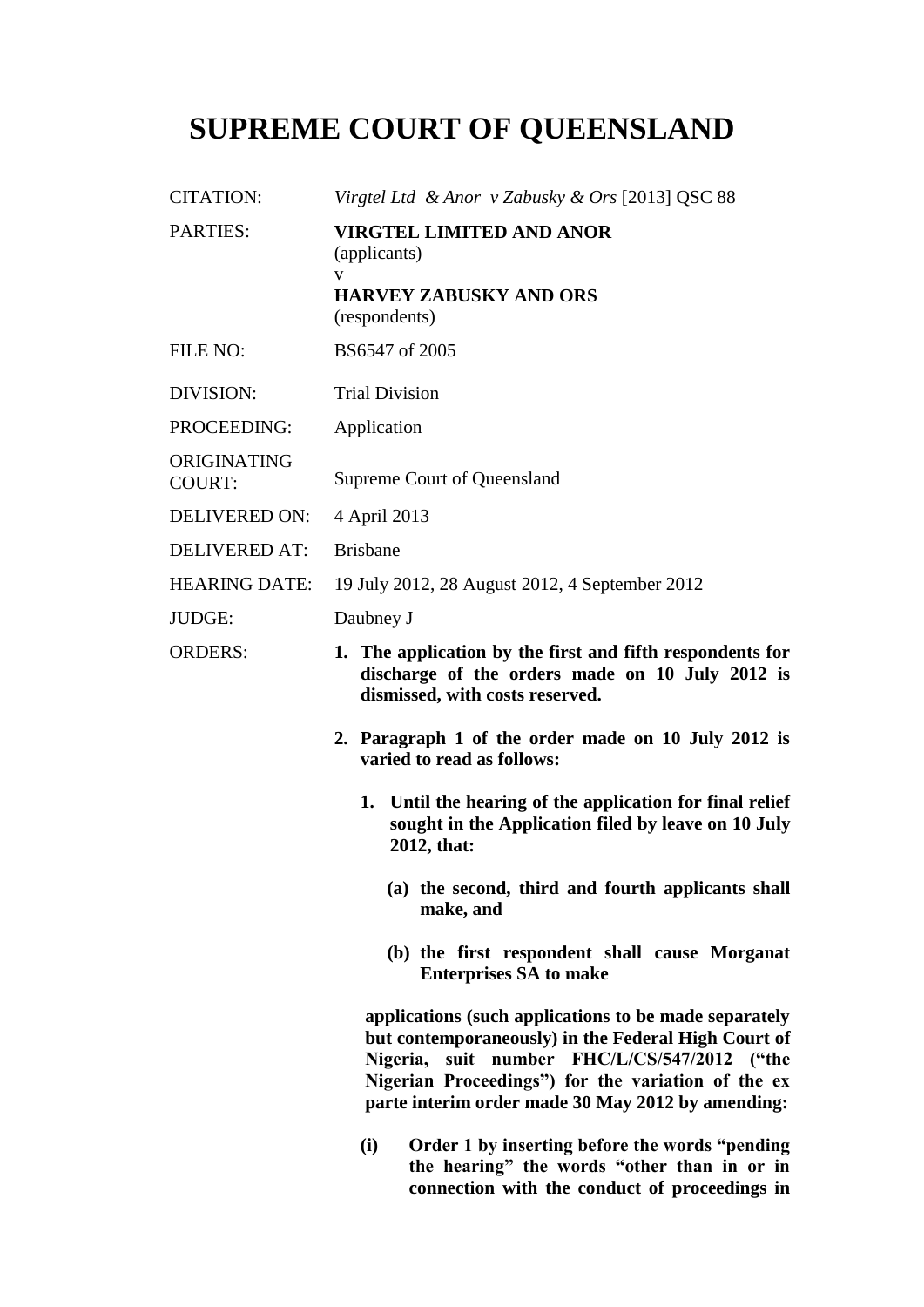# SUPREME COURT OF QUEENSLAND

| | |
|---|---|
| CITATION: | *Virgtel Ltd & Anor v Zabusky & Ors* [2013] QSC 88 |
| PARTIES: | **VIRGTEL LIMITED AND ANOR**<br>(applicants)<br>v<br>**HARVEY ZABUSKY AND ORS**<br>(respondents) |
| FILE NO: | BS6547 of 2005 |
| DIVISION: | Trial Division |
| PROCEEDING: | Application |
| ORIGINATING COURT: | Supreme Court of Queensland |
| DELIVERED ON: | 4 April 2013 |
| DELIVERED AT: | Brisbane |
| HEARING DATE: | 19 July 2012, 28 August 2012, 4 September 2012 |
| JUDGE: | Daubney J |
| ORDERS: | |

**1. The application by the first and fifth respondents for discharge of the orders made on 10 July 2012 is dismissed, with costs reserved.**

**2. Paragraph 1 of the order made on 10 July 2012 is varied to read as follows:**

**1. Until the hearing of the application for final relief sought in the Application filed by leave on 10 July 2012, that:**

**(a) the second, third and fourth applicants shall make, and**

**(b) the first respondent shall cause Morganat Enterprises SA to make**

**applications (such applications to be made separately but contemporaneously) in the Federal High Court of Nigeria, suit number FHC/L/CS/547/2012 ("the Nigerian Proceedings") for the variation of the ex parte interim order made 30 May 2012 by amending:**

**(i) Order 1 by inserting before the words "pending the hearing" the words "other than in or in connection with the conduct of proceedings in**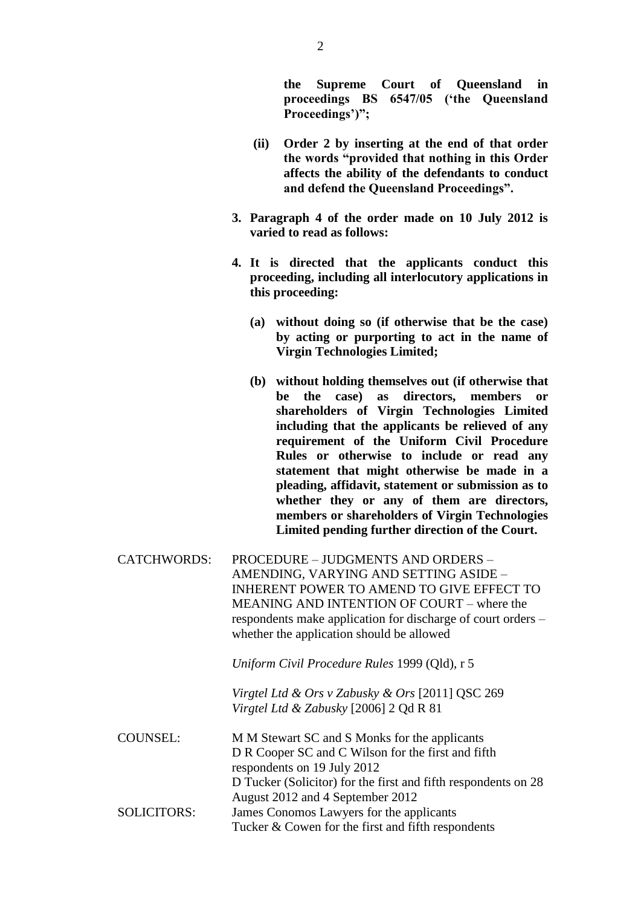**the Supreme Court of Queensland in proceedings BS 6547/05 ('the Queensland Proceedings')";**

**(ii) Order 2 by inserting at the end of that order the words "provided that nothing in this Order affects the ability of the defendants to conduct and defend the Queensland Proceedings".**

**3. Paragraph 4 of the order made on 10 July 2012 is varied to read as follows:**

**4. It is directed that the applicants conduct this proceeding, including all interlocutory applications in this proceeding:**

**(a) without doing so (if otherwise that be the case) by acting or purporting to act in the name of Virgin Technologies Limited;**

**(b) without holding themselves out (if otherwise that be the case) as directors, members or shareholders of Virgin Technologies Limited including that the applicants be relieved of any requirement of the Uniform Civil Procedure Rules or otherwise to include or read any statement that might otherwise be made in a pleading, affidavit, statement or submission as to whether they or any of them are directors, members or shareholders of Virgin Technologies Limited pending further direction of the Court.**

CATCHWORDS: PROCEDURE – JUDGMENTS AND ORDERS – AMENDING, VARYING AND SETTING ASIDE – INHERENT POWER TO AMEND TO GIVE EFFECT TO MEANING AND INTENTION OF COURT – where the respondents make application for discharge of court orders – whether the application should be allowed

*Uniform Civil Procedure Rules* 1999 (Qld), r 5

*Virgtel Ltd & Ors v Zabusky & Ors* [2011] QSC 269
*Virgtel Ltd & Zabusky* [2006] 2 Qd R 81

COUNSEL: M M Stewart SC and S Monks for the applicants
D R Cooper SC and C Wilson for the first and fifth respondents on 19 July 2012
D Tucker (Solicitor) for the first and fifth respondents on 28 August 2012 and 4 September 2012

SOLICITORS: James Conomos Lawyers for the applicants
Tucker & Cowen for the first and fifth respondents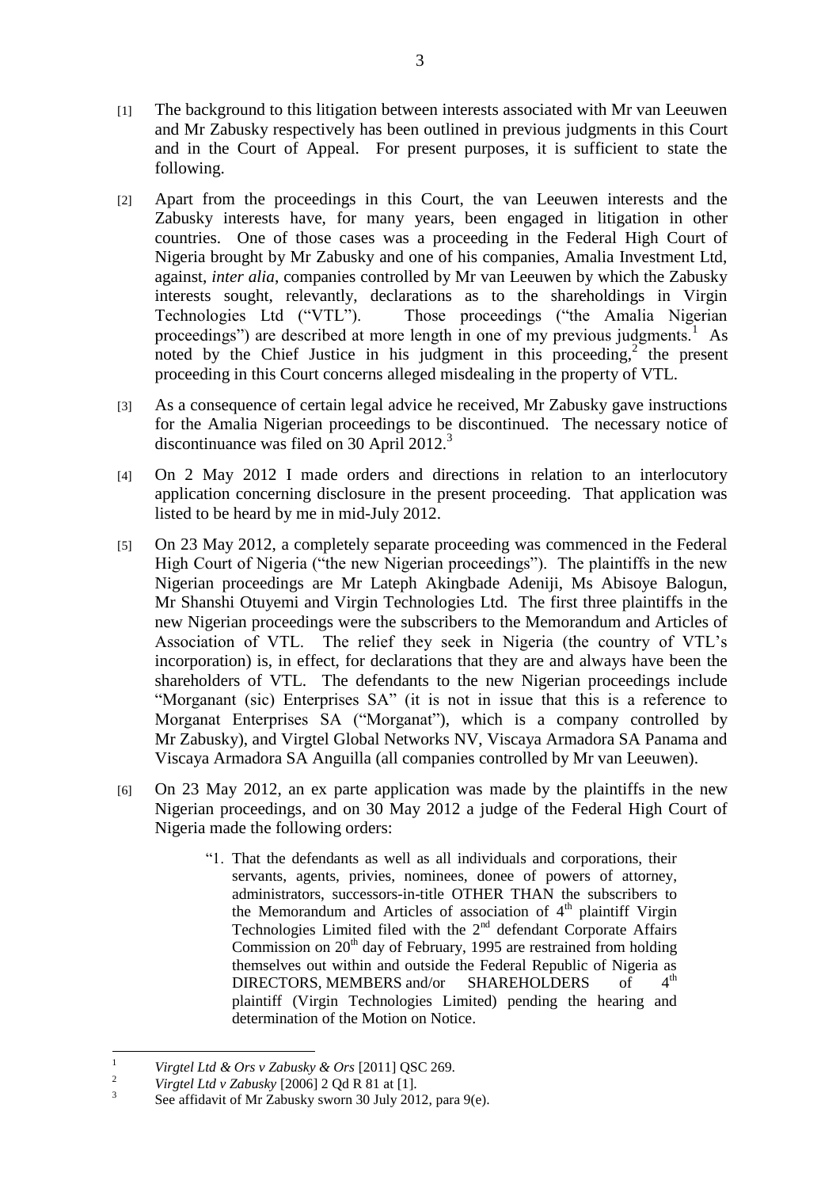[1] The background to this litigation between interests associated with Mr van Leeuwen and Mr Zabusky respectively has been outlined in previous judgments in this Court and in the Court of Appeal. For present purposes, it is sufficient to state the following.

[2] Apart from the proceedings in this Court, the van Leeuwen interests and the Zabusky interests have, for many years, been engaged in litigation in other countries. One of those cases was a proceeding in the Federal High Court of Nigeria brought by Mr Zabusky and one of his companies, Amalia Investment Ltd, against, *inter alia*, companies controlled by Mr van Leeuwen by which the Zabusky interests sought, relevantly, declarations as to the shareholdings in Virgin Technologies Ltd ("VTL"). Those proceedings ("the Amalia Nigerian proceedings") are described at more length in one of my previous judgments.[1] As noted by the Chief Justice in his judgment in this proceeding,[2] the present proceeding in this Court concerns alleged misdealing in the property of VTL.

[3] As a consequence of certain legal advice he received, Mr Zabusky gave instructions for the Amalia Nigerian proceedings to be discontinued. The necessary notice of discontinuance was filed on 30 April 2012.[3]

[4] On 2 May 2012 I made orders and directions in relation to an interlocutory application concerning disclosure in the present proceeding. That application was listed to be heard by me in mid-July 2012.

[5] On 23 May 2012, a completely separate proceeding was commenced in the Federal High Court of Nigeria ("the new Nigerian proceedings"). The plaintiffs in the new Nigerian proceedings are Mr Lateph Akingbade Adeniji, Ms Abisoye Balogun, Mr Shanshi Otuyemi and Virgin Technologies Ltd. The first three plaintiffs in the new Nigerian proceedings were the subscribers to the Memorandum and Articles of Association of VTL. The relief they seek in Nigeria (the country of VTL's incorporation) is, in effect, for declarations that they are and always have been the shareholders of VTL. The defendants to the new Nigerian proceedings include "Morganant (sic) Enterprises SA" (it is not in issue that this is a reference to Morganat Enterprises SA ("Morganat"), which is a company controlled by Mr Zabusky), and Virgtel Global Networks NV, Viscaya Armadora SA Panama and Viscaya Armadora SA Anguilla (all companies controlled by Mr van Leeuwen).

[6] On 23 May 2012, an ex parte application was made by the plaintiffs in the new Nigerian proceedings, and on 30 May 2012 a judge of the Federal High Court of Nigeria made the following orders:

> "1. That the defendants as well as all individuals and corporations, their servants, agents, privies, nominees, donee of powers of attorney, administrators, successors-in-title OTHER THAN the subscribers to the Memorandum and Articles of association of 4th plaintiff Virgin Technologies Limited filed with the 2nd defendant Corporate Affairs Commission on 20th day of February, 1995 are restrained from holding themselves out within and outside the Federal Republic of Nigeria as DIRECTORS, MEMBERS and/or SHAREHOLDERS of 4th plaintiff (Virgin Technologies Limited) pending the hearing and determination of the Motion on Notice.

---

[1] *Virgtel Ltd & Ors v Zabusky & Ors* [2011] QSC 269.

[2] *Virgtel Ltd v Zabusky* [2006] 2 Qd R 81 at [1].

[3] See affidavit of Mr Zabusky sworn 30 July 2012, para 9(e).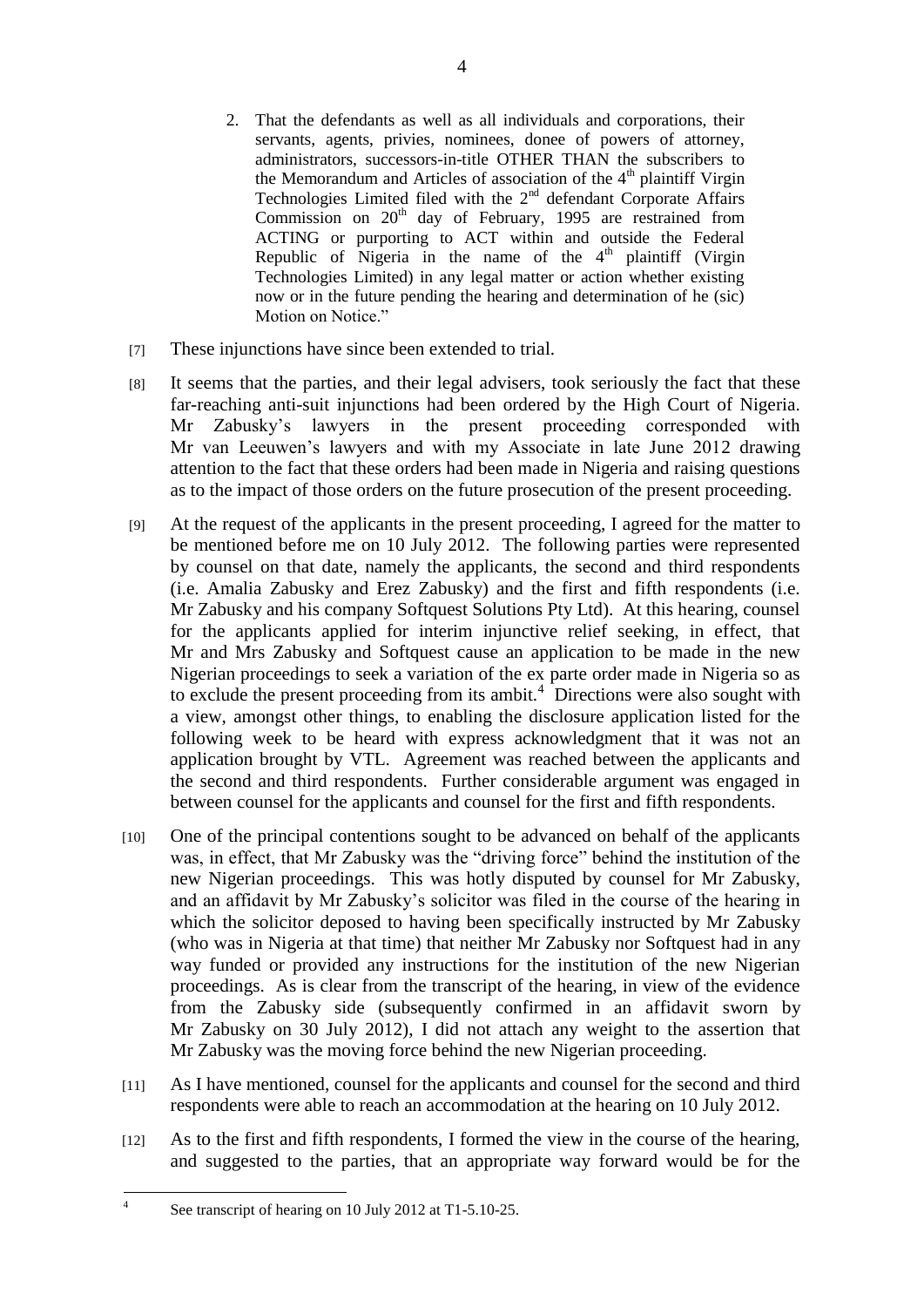2. That the defendants as well as all individuals and corporations, their servants, agents, privies, nominees, donee of powers of attorney, administrators, successors-in-title OTHER THAN the subscribers to the Memorandum and Articles of association of the 4th plaintiff Virgin Technologies Limited filed with the 2nd defendant Corporate Affairs Commission on 20th day of February, 1995 are restrained from ACTING or purporting to ACT within and outside the Federal Republic of Nigeria in the name of the 4th plaintiff (Virgin Technologies Limited) in any legal matter or action whether existing now or in the future pending the hearing and determination of he (sic) Motion on Notice."

[7] These injunctions have since been extended to trial.

[8] It seems that the parties, and their legal advisers, took seriously the fact that these far-reaching anti-suit injunctions had been ordered by the High Court of Nigeria. Mr Zabusky's lawyers in the present proceeding corresponded with Mr van Leeuwen's lawyers and with my Associate in late June 2012 drawing attention to the fact that these orders had been made in Nigeria and raising questions as to the impact of those orders on the future prosecution of the present proceeding.

[9] At the request of the applicants in the present proceeding, I agreed for the matter to be mentioned before me on 10 July 2012. The following parties were represented by counsel on that date, namely the applicants, the second and third respondents (i.e. Amalia Zabusky and Erez Zabusky) and the first and fifth respondents (i.e. Mr Zabusky and his company Softquest Solutions Pty Ltd). At this hearing, counsel for the applicants applied for interim injunctive relief seeking, in effect, that Mr and Mrs Zabusky and Softquest cause an application to be made in the new Nigerian proceedings to seek a variation of the ex parte order made in Nigeria so as to exclude the present proceeding from its ambit.[4] Directions were also sought with a view, amongst other things, to enabling the disclosure application listed for the following week to be heard with express acknowledgment that it was not an application brought by VTL. Agreement was reached between the applicants and the second and third respondents. Further considerable argument was engaged in between counsel for the applicants and counsel for the first and fifth respondents.

[10] One of the principal contentions sought to be advanced on behalf of the applicants was, in effect, that Mr Zabusky was the "driving force" behind the institution of the new Nigerian proceedings. This was hotly disputed by counsel for Mr Zabusky, and an affidavit by Mr Zabusky's solicitor was filed in the course of the hearing in which the solicitor deposed to having been specifically instructed by Mr Zabusky (who was in Nigeria at that time) that neither Mr Zabusky nor Softquest had in any way funded or provided any instructions for the institution of the new Nigerian proceedings. As is clear from the transcript of the hearing, in view of the evidence from the Zabusky side (subsequently confirmed in an affidavit sworn by Mr Zabusky on 30 July 2012), I did not attach any weight to the assertion that Mr Zabusky was the moving force behind the new Nigerian proceeding.

[11] As I have mentioned, counsel for the applicants and counsel for the second and third respondents were able to reach an accommodation at the hearing on 10 July 2012.

[12] As to the first and fifth respondents, I formed the view in the course of the hearing, and suggested to the parties, that an appropriate way forward would be for the

---

[4] See transcript of hearing on 10 July 2012 at T1-5.10-25.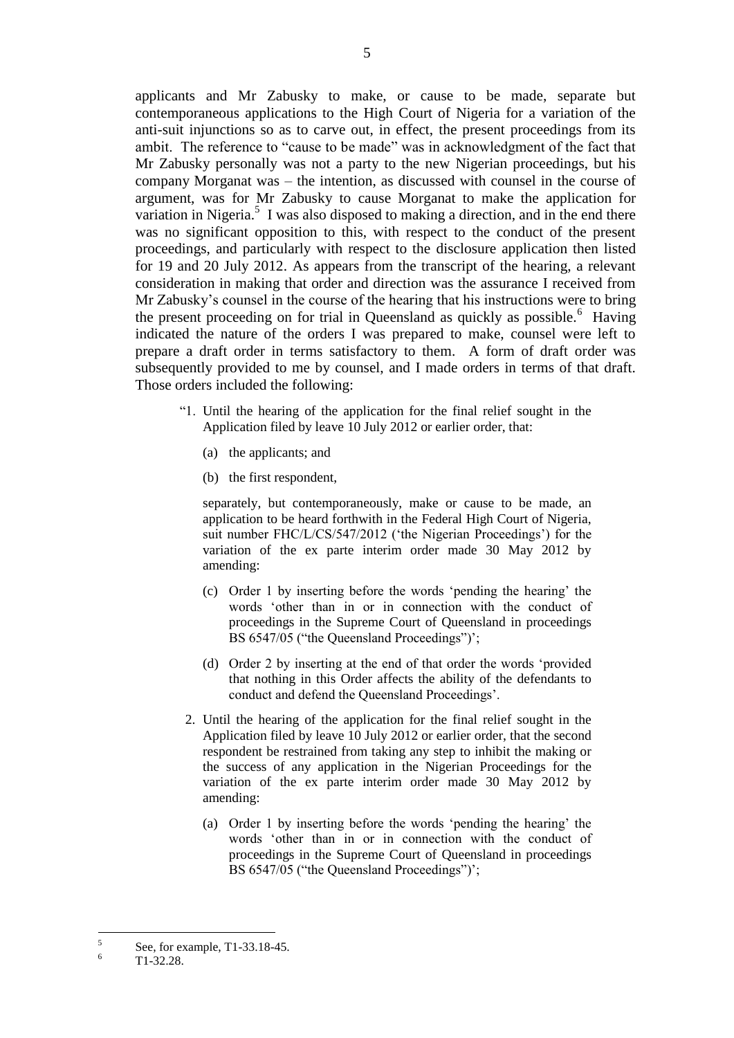applicants and Mr Zabusky to make, or cause to be made, separate but contemporaneous applications to the High Court of Nigeria for a variation of the anti-suit injunctions so as to carve out, in effect, the present proceedings from its ambit. The reference to "cause to be made" was in acknowledgment of the fact that Mr Zabusky personally was not a party to the new Nigerian proceedings, but his company Morganat was – the intention, as discussed with counsel in the course of argument, was for Mr Zabusky to cause Morganat to make the application for variation in Nigeria.[5] I was also disposed to making a direction, and in the end there was no significant opposition to this, with respect to the conduct of the present proceedings, and particularly with respect to the disclosure application then listed for 19 and 20 July 2012. As appears from the transcript of the hearing, a relevant consideration in making that order and direction was the assurance I received from Mr Zabusky's counsel in the course of the hearing that his instructions were to bring the present proceeding on for trial in Queensland as quickly as possible.[6] Having indicated the nature of the orders I was prepared to make, counsel were left to prepare a draft order in terms satisfactory to them. A form of draft order was subsequently provided to me by counsel, and I made orders in terms of that draft. Those orders included the following:

> "1. Until the hearing of the application for the final relief sought in the Application filed by leave 10 July 2012 or earlier order, that:
>
> (a) the applicants; and
>
> (b) the first respondent,
>
> separately, but contemporaneously, make or cause to be made, an application to be heard forthwith in the Federal High Court of Nigeria, suit number FHC/L/CS/547/2012 ('the Nigerian Proceedings') for the variation of the ex parte interim order made 30 May 2012 by amending:
>
> (c) Order 1 by inserting before the words 'pending the hearing' the words 'other than in or in connection with the conduct of proceedings in the Supreme Court of Queensland in proceedings BS 6547/05 ("the Queensland Proceedings")';
>
> (d) Order 2 by inserting at the end of that order the words 'provided that nothing in this Order affects the ability of the defendants to conduct and defend the Queensland Proceedings'.
>
> 2. Until the hearing of the application for the final relief sought in the Application filed by leave 10 July 2012 or earlier order, that the second respondent be restrained from taking any step to inhibit the making or the success of any application in the Nigerian Proceedings for the variation of the ex parte interim order made 30 May 2012 by amending:
>
> (a) Order 1 by inserting before the words 'pending the hearing' the words 'other than in or in connection with the conduct of proceedings in the Supreme Court of Queensland in proceedings BS 6547/05 ("the Queensland Proceedings")';

---

[5] See, for example, T1-33.18-45.

[6] T1-32.28.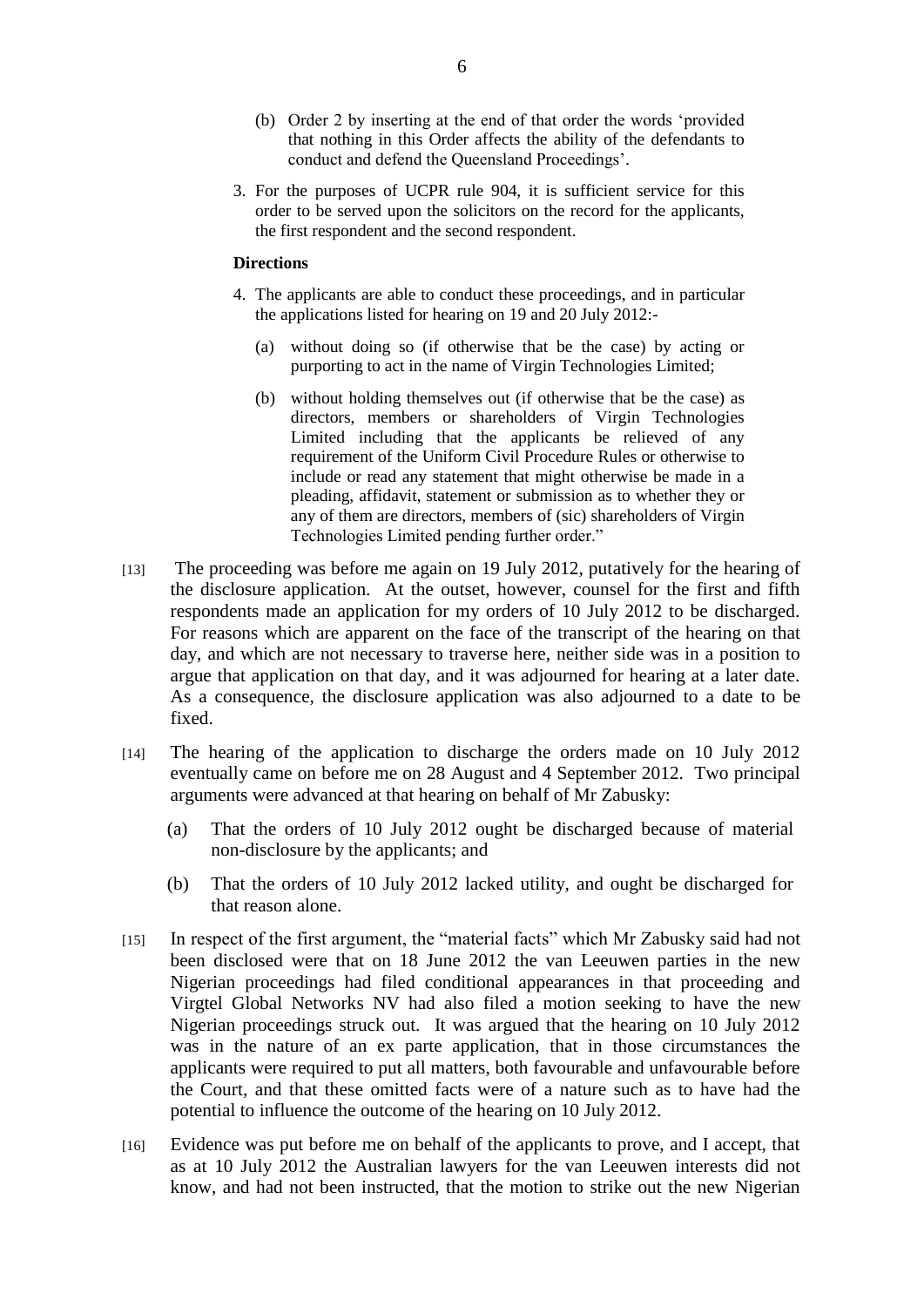(b) Order 2 by inserting at the end of that order the words 'provided that nothing in this Order affects the ability of the defendants to conduct and defend the Queensland Proceedings'.

3. For the purposes of UCPR rule 904, it is sufficient service for this order to be served upon the solicitors on the record for the applicants, the first respondent and the second respondent.

**Directions**

4. The applicants are able to conduct these proceedings, and in particular the applications listed for hearing on 19 and 20 July 2012:-

   (a) without doing so (if otherwise that be the case) by acting or purporting to act in the name of Virgin Technologies Limited;

   (b) without holding themselves out (if otherwise that be the case) as directors, members or shareholders of Virgin Technologies Limited including that the applicants be relieved of any requirement of the Uniform Civil Procedure Rules or otherwise to include or read any statement that might otherwise be made in a pleading, affidavit, statement or submission as to whether they or any of them are directors, members of (sic) shareholders of Virgin Technologies Limited pending further order."

[13] The proceeding was before me again on 19 July 2012, putatively for the hearing of the disclosure application. At the outset, however, counsel for the first and fifth respondents made an application for my orders of 10 July 2012 to be discharged. For reasons which are apparent on the face of the transcript of the hearing on that day, and which are not necessary to traverse here, neither side was in a position to argue that application on that day, and it was adjourned for hearing at a later date. As a consequence, the disclosure application was also adjourned to a date to be fixed.

[14] The hearing of the application to discharge the orders made on 10 July 2012 eventually came on before me on 28 August and 4 September 2012. Two principal arguments were advanced at that hearing on behalf of Mr Zabusky:

(a) That the orders of 10 July 2012 ought be discharged because of material non-disclosure by the applicants; and

(b) That the orders of 10 July 2012 lacked utility, and ought be discharged for that reason alone.

[15] In respect of the first argument, the "material facts" which Mr Zabusky said had not been disclosed were that on 18 June 2012 the van Leeuwen parties in the new Nigerian proceedings had filed conditional appearances in that proceeding and Virgtel Global Networks NV had also filed a motion seeking to have the new Nigerian proceedings struck out. It was argued that the hearing on 10 July 2012 was in the nature of an ex parte application, that in those circumstances the applicants were required to put all matters, both favourable and unfavourable before the Court, and that these omitted facts were of a nature such as to have had the potential to influence the outcome of the hearing on 10 July 2012.

[16] Evidence was put before me on behalf of the applicants to prove, and I accept, that as at 10 July 2012 the Australian lawyers for the van Leeuwen interests did not know, and had not been instructed, that the motion to strike out the new Nigerian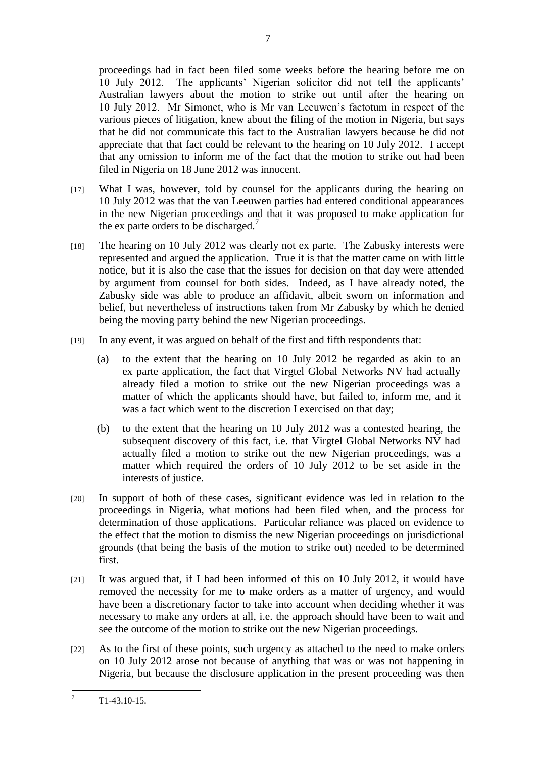proceedings had in fact been filed some weeks before the hearing before me on 10 July 2012. The applicants' Nigerian solicitor did not tell the applicants' Australian lawyers about the motion to strike out until after the hearing on 10 July 2012. Mr Simonet, who is Mr van Leeuwen's factotum in respect of the various pieces of litigation, knew about the filing of the motion in Nigeria, but says that he did not communicate this fact to the Australian lawyers because he did not appreciate that that fact could be relevant to the hearing on 10 July 2012. I accept that any omission to inform me of the fact that the motion to strike out had been filed in Nigeria on 18 June 2012 was innocent.

[17] What I was, however, told by counsel for the applicants during the hearing on 10 July 2012 was that the van Leeuwen parties had entered conditional appearances in the new Nigerian proceedings and that it was proposed to make application for the ex parte orders to be discharged.[7]

[18] The hearing on 10 July 2012 was clearly not ex parte. The Zabusky interests were represented and argued the application. True it is that the matter came on with little notice, but it is also the case that the issues for decision on that day were attended by argument from counsel for both sides. Indeed, as I have already noted, the Zabusky side was able to produce an affidavit, albeit sworn on information and belief, but nevertheless of instructions taken from Mr Zabusky by which he denied being the moving party behind the new Nigerian proceedings.

[19] In any event, it was argued on behalf of the first and fifth respondents that:

(a) to the extent that the hearing on 10 July 2012 be regarded as akin to an ex parte application, the fact that Virgtel Global Networks NV had actually already filed a motion to strike out the new Nigerian proceedings was a matter of which the applicants should have, but failed to, inform me, and it was a fact which went to the discretion I exercised on that day;

(b) to the extent that the hearing on 10 July 2012 was a contested hearing, the subsequent discovery of this fact, i.e. that Virgtel Global Networks NV had actually filed a motion to strike out the new Nigerian proceedings, was a matter which required the orders of 10 July 2012 to be set aside in the interests of justice.

[20] In support of both of these cases, significant evidence was led in relation to the proceedings in Nigeria, what motions had been filed when, and the process for determination of those applications. Particular reliance was placed on evidence to the effect that the motion to dismiss the new Nigerian proceedings on jurisdictional grounds (that being the basis of the motion to strike out) needed to be determined first.

[21] It was argued that, if I had been informed of this on 10 July 2012, it would have removed the necessity for me to make orders as a matter of urgency, and would have been a discretionary factor to take into account when deciding whether it was necessary to make any orders at all, i.e. the approach should have been to wait and see the outcome of the motion to strike out the new Nigerian proceedings.

[22] As to the first of these points, such urgency as attached to the need to make orders on 10 July 2012 arose not because of anything that was or was not happening in Nigeria, but because the disclosure application in the present proceeding was then

[7] T1-43.10-15.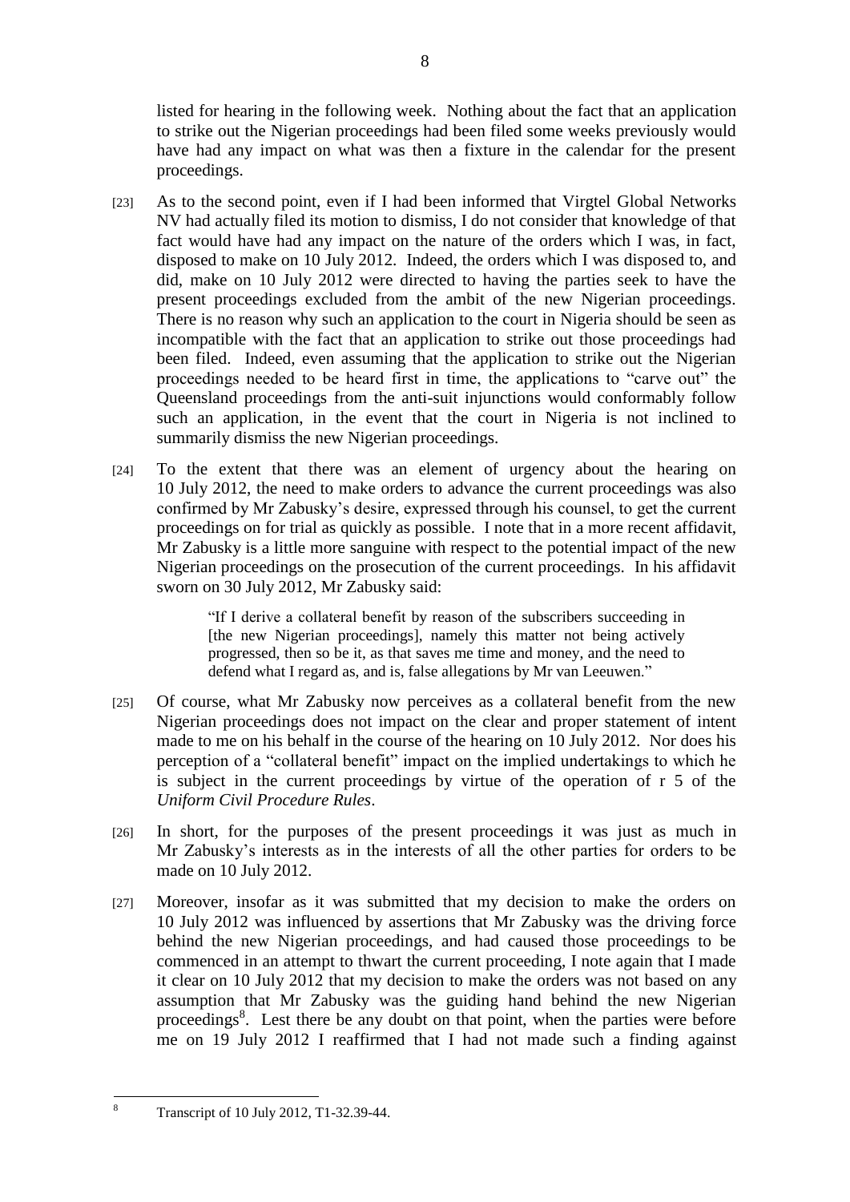listed for hearing in the following week. Nothing about the fact that an application to strike out the Nigerian proceedings had been filed some weeks previously would have had any impact on what was then a fixture in the calendar for the present proceedings.

[23] As to the second point, even if I had been informed that Virgtel Global Networks NV had actually filed its motion to dismiss, I do not consider that knowledge of that fact would have had any impact on the nature of the orders which I was, in fact, disposed to make on 10 July 2012. Indeed, the orders which I was disposed to, and did, make on 10 July 2012 were directed to having the parties seek to have the present proceedings excluded from the ambit of the new Nigerian proceedings. There is no reason why such an application to the court in Nigeria should be seen as incompatible with the fact that an application to strike out those proceedings had been filed. Indeed, even assuming that the application to strike out the Nigerian proceedings needed to be heard first in time, the applications to "carve out" the Queensland proceedings from the anti-suit injunctions would conformably follow such an application, in the event that the court in Nigeria is not inclined to summarily dismiss the new Nigerian proceedings.

[24] To the extent that there was an element of urgency about the hearing on 10 July 2012, the need to make orders to advance the current proceedings was also confirmed by Mr Zabusky's desire, expressed through his counsel, to get the current proceedings on for trial as quickly as possible. I note that in a more recent affidavit, Mr Zabusky is a little more sanguine with respect to the potential impact of the new Nigerian proceedings on the prosecution of the current proceedings. In his affidavit sworn on 30 July 2012, Mr Zabusky said:

> "If I derive a collateral benefit by reason of the subscribers succeeding in [the new Nigerian proceedings], namely this matter not being actively progressed, then so be it, as that saves me time and money, and the need to defend what I regard as, and is, false allegations by Mr van Leeuwen."

[25] Of course, what Mr Zabusky now perceives as a collateral benefit from the new Nigerian proceedings does not impact on the clear and proper statement of intent made to me on his behalf in the course of the hearing on 10 July 2012. Nor does his perception of a "collateral benefit" impact on the implied undertakings to which he is subject in the current proceedings by virtue of the operation of r 5 of the *Uniform Civil Procedure Rules*.

[26] In short, for the purposes of the present proceedings it was just as much in Mr Zabusky's interests as in the interests of all the other parties for orders to be made on 10 July 2012.

[27] Moreover, insofar as it was submitted that my decision to make the orders on 10 July 2012 was influenced by assertions that Mr Zabusky was the driving force behind the new Nigerian proceedings, and had caused those proceedings to be commenced in an attempt to thwart the current proceeding, I note again that I made it clear on 10 July 2012 that my decision to make the orders was not based on any assumption that Mr Zabusky was the guiding hand behind the new Nigerian proceedings[8]. Lest there be any doubt on that point, when the parties were before me on 19 July 2012 I reaffirmed that I had not made such a finding against

---

[8] Transcript of 10 July 2012, T1-32.39-44.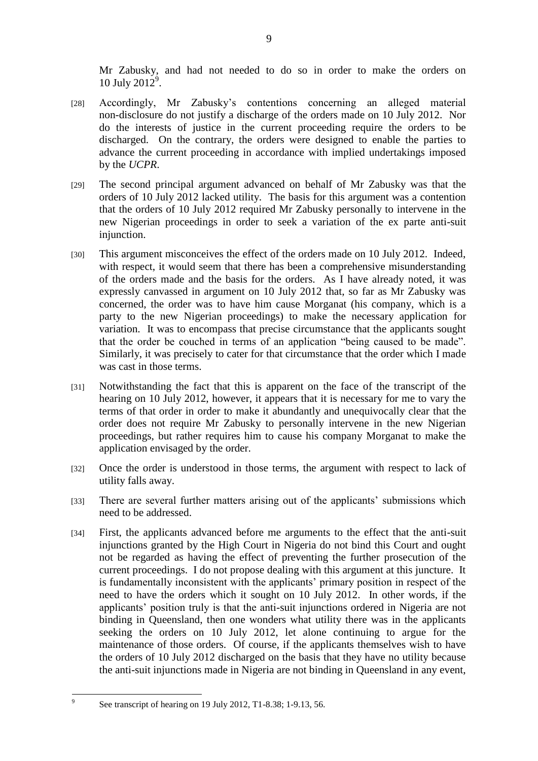Mr Zabusky, and had not needed to do so in order to make the orders on 10 July 2012[9].

[28] Accordingly, Mr Zabusky's contentions concerning an alleged material non-disclosure do not justify a discharge of the orders made on 10 July 2012. Nor do the interests of justice in the current proceeding require the orders to be discharged. On the contrary, the orders were designed to enable the parties to advance the current proceeding in accordance with implied undertakings imposed by the *UCPR*.

[29] The second principal argument advanced on behalf of Mr Zabusky was that the orders of 10 July 2012 lacked utility. The basis for this argument was a contention that the orders of 10 July 2012 required Mr Zabusky personally to intervene in the new Nigerian proceedings in order to seek a variation of the ex parte anti-suit injunction.

[30] This argument misconceives the effect of the orders made on 10 July 2012. Indeed, with respect, it would seem that there has been a comprehensive misunderstanding of the orders made and the basis for the orders. As I have already noted, it was expressly canvassed in argument on 10 July 2012 that, so far as Mr Zabusky was concerned, the order was to have him cause Morganat (his company, which is a party to the new Nigerian proceedings) to make the necessary application for variation. It was to encompass that precise circumstance that the applicants sought that the order be couched in terms of an application "being caused to be made". Similarly, it was precisely to cater for that circumstance that the order which I made was cast in those terms.

[31] Notwithstanding the fact that this is apparent on the face of the transcript of the hearing on 10 July 2012, however, it appears that it is necessary for me to vary the terms of that order in order to make it abundantly and unequivocally clear that the order does not require Mr Zabusky to personally intervene in the new Nigerian proceedings, but rather requires him to cause his company Morganat to make the application envisaged by the order.

[32] Once the order is understood in those terms, the argument with respect to lack of utility falls away.

[33] There are several further matters arising out of the applicants' submissions which need to be addressed.

[34] First, the applicants advanced before me arguments to the effect that the anti-suit injunctions granted by the High Court in Nigeria do not bind this Court and ought not be regarded as having the effect of preventing the further prosecution of the current proceedings. I do not propose dealing with this argument at this juncture. It is fundamentally inconsistent with the applicants' primary position in respect of the need to have the orders which it sought on 10 July 2012. In other words, if the applicants' position truly is that the anti-suit injunctions ordered in Nigeria are not binding in Queensland, then one wonders what utility there was in the applicants seeking the orders on 10 July 2012, let alone continuing to argue for the maintenance of those orders. Of course, if the applicants themselves wish to have the orders of 10 July 2012 discharged on the basis that they have no utility because the anti-suit injunctions made in Nigeria are not binding in Queensland in any event,

---

[9] See transcript of hearing on 19 July 2012, T1-8.38; 1-9.13, 56.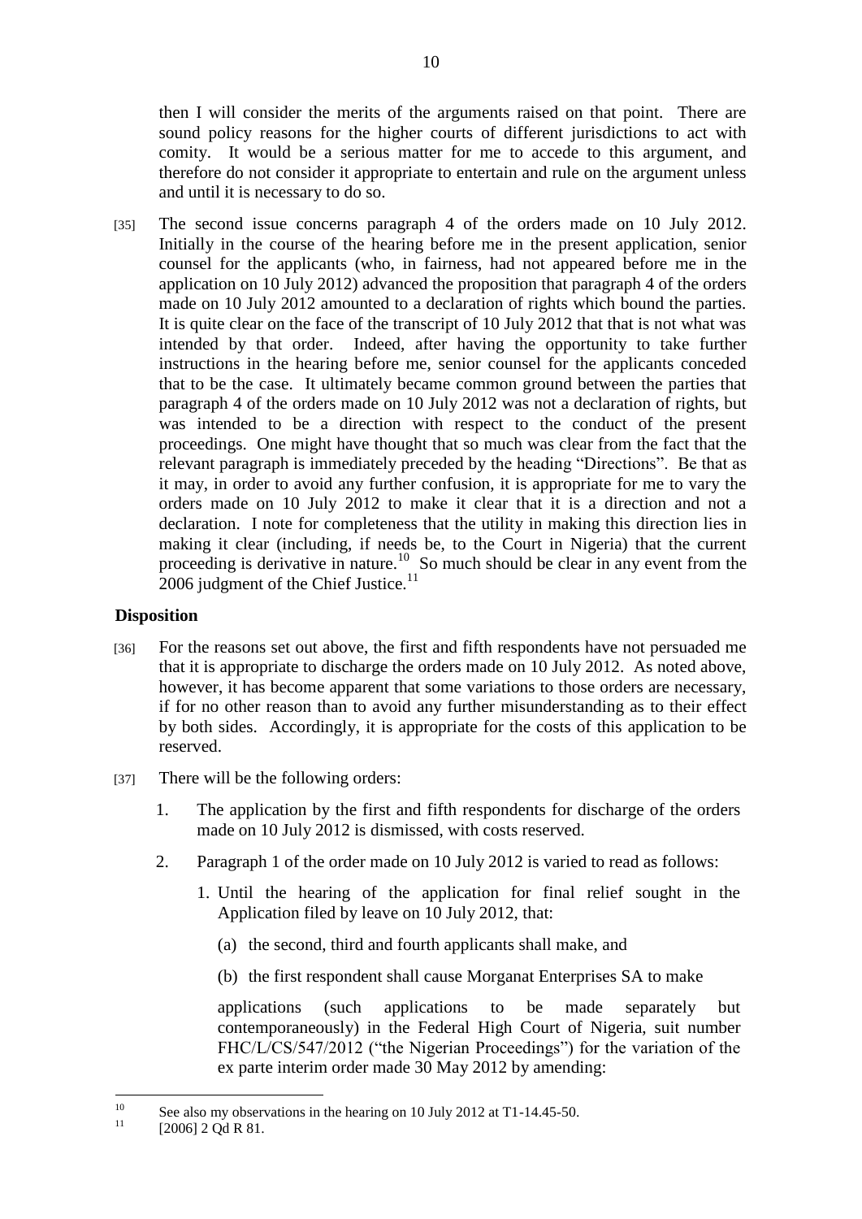then I will consider the merits of the arguments raised on that point. There are sound policy reasons for the higher courts of different jurisdictions to act with comity. It would be a serious matter for me to accede to this argument, and therefore do not consider it appropriate to entertain and rule on the argument unless and until it is necessary to do so.

[35] The second issue concerns paragraph 4 of the orders made on 10 July 2012. Initially in the course of the hearing before me in the present application, senior counsel for the applicants (who, in fairness, had not appeared before me in the application on 10 July 2012) advanced the proposition that paragraph 4 of the orders made on 10 July 2012 amounted to a declaration of rights which bound the parties. It is quite clear on the face of the transcript of 10 July 2012 that that is not what was intended by that order. Indeed, after having the opportunity to take further instructions in the hearing before me, senior counsel for the applicants conceded that to be the case. It ultimately became common ground between the parties that paragraph 4 of the orders made on 10 July 2012 was not a declaration of rights, but was intended to be a direction with respect to the conduct of the present proceedings. One might have thought that so much was clear from the fact that the relevant paragraph is immediately preceded by the heading "Directions". Be that as it may, in order to avoid any further confusion, it is appropriate for me to vary the orders made on 10 July 2012 to make it clear that it is a direction and not a declaration. I note for completeness that the utility in making this direction lies in making it clear (including, if needs be, to the Court in Nigeria) that the current proceeding is derivative in nature.[10] So much should be clear in any event from the 2006 judgment of the Chief Justice.[11]

## Disposition

[36] For the reasons set out above, the first and fifth respondents have not persuaded me that it is appropriate to discharge the orders made on 10 July 2012. As noted above, however, it has become apparent that some variations to those orders are necessary, if for no other reason than to avoid any further misunderstanding as to their effect by both sides. Accordingly, it is appropriate for the costs of this application to be reserved.

[37] There will be the following orders:

1. The application by the first and fifth respondents for discharge of the orders made on 10 July 2012 is dismissed, with costs reserved.

2. Paragraph 1 of the order made on 10 July 2012 is varied to read as follows:

   1. Until the hearing of the application for final relief sought in the Application filed by leave on 10 July 2012, that:

      (a) the second, third and fourth applicants shall make, and

      (b) the first respondent shall cause Morganat Enterprises SA to make

      applications (such applications to be made separately but contemporaneously) in the Federal High Court of Nigeria, suit number FHC/L/CS/547/2012 ("the Nigerian Proceedings") for the variation of the ex parte interim order made 30 May 2012 by amending:

---

[10] See also my observations in the hearing on 10 July 2012 at T1-14.45-50.

[11] [2006] 2 Qd R 81.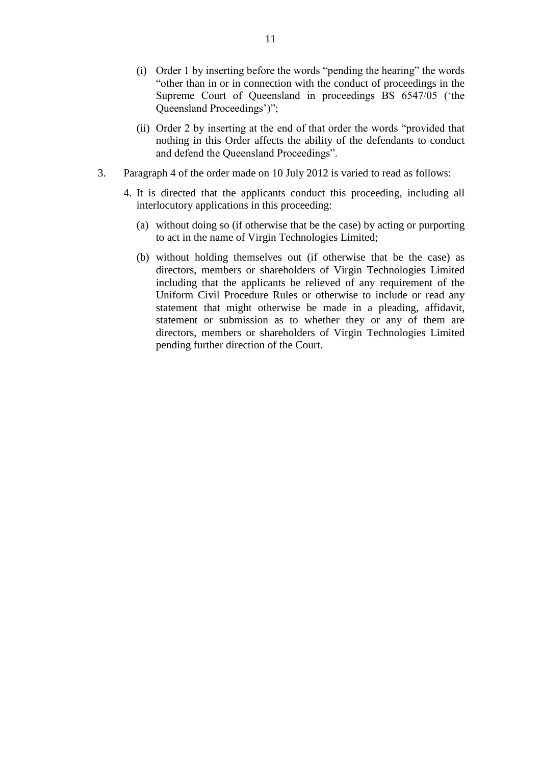(i) Order 1 by inserting before the words "pending the hearing" the words "other than in or in connection with the conduct of proceedings in the Supreme Court of Queensland in proceedings BS 6547/05 ('the Queensland Proceedings')";

(ii) Order 2 by inserting at the end of that order the words "provided that nothing in this Order affects the ability of the defendants to conduct and defend the Queensland Proceedings".

3. Paragraph 4 of the order made on 10 July 2012 is varied to read as follows:

4. It is directed that the applicants conduct this proceeding, including all interlocutory applications in this proceeding:

(a) without doing so (if otherwise that be the case) by acting or purporting to act in the name of Virgin Technologies Limited;

(b) without holding themselves out (if otherwise that be the case) as directors, members or shareholders of Virgin Technologies Limited including that the applicants be relieved of any requirement of the Uniform Civil Procedure Rules or otherwise to include or read any statement that might otherwise be made in a pleading, affidavit, statement or submission as to whether they or any of them are directors, members or shareholders of Virgin Technologies Limited pending further direction of the Court.